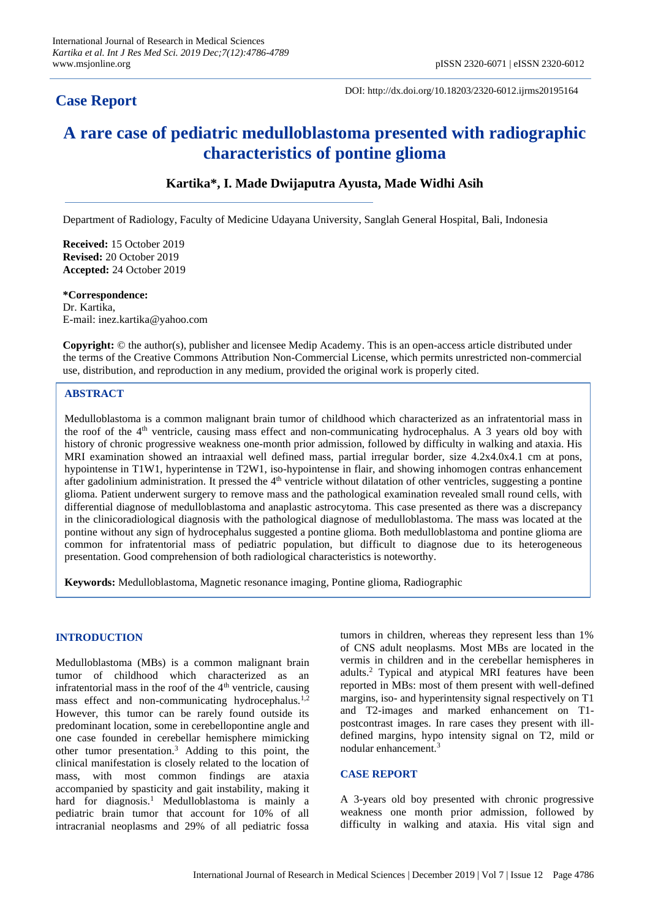# Case Report

DOI: http://dx.doi.org/10.18203/2320-6012.ijrms20195164

# A rare case of pediatric medulloblastoma presented with radiographic characteristics of pontine glioma

**Kartika\*, I. Made Dwijaputra Ayusta, Made Widhi Asih**

Department of Radiology, Faculty of Medicine Udayana University, Sanglah General Hospital, Bali, Indonesia

**Received:** 15 October 2019
**Revised:** 20 October 2019
**Accepted:** 24 October 2019

**\*Correspondence:**
Dr. Kartika,
E-mail: inez.kartika@yahoo.com

**Copyright:** © the author(s), publisher and licensee Medip Academy. This is an open-access article distributed under the terms of the Creative Commons Attribution Non-Commercial License, which permits unrestricted non-commercial use, distribution, and reproduction in any medium, provided the original work is properly cited.

## ABSTRACT

Medulloblastoma is a common malignant brain tumor of childhood which characterized as an infratentorial mass in the roof of the 4th ventricle, causing mass effect and non-communicating hydrocephalus. A 3 years old boy with history of chronic progressive weakness one-month prior admission, followed by difficulty in walking and ataxia. His MRI examination showed an intraaxial well defined mass, partial irregular border, size 4.2x4.0x4.1 cm at pons, hypointense in T1W1, hyperintense in T2W1, iso-hypointense in flair, and showing inhomogen contras enhancement after gadolinium administration. It pressed the 4th ventricle without dilatation of other ventricles, suggesting a pontine glioma. Patient underwent surgery to remove mass and the pathological examination revealed small round cells, with differential diagnose of medulloblastoma and anaplastic astrocytoma. This case presented as there was a discrepancy in the clinicoradiological diagnosis with the pathological diagnose of medulloblastoma. The mass was located at the pontine without any sign of hydrocephalus suggested a pontine glioma. Both medulloblastoma and pontine glioma are common for infratentorial mass of pediatric population, but difficult to diagnose due to its heterogeneous presentation. Good comprehension of both radiological characteristics is noteworthy.

**Keywords:** Medulloblastoma, Magnetic resonance imaging, Pontine glioma, Radiographic

## INTRODUCTION

Medulloblastoma (MBs) is a common malignant brain tumor of childhood which characterized as an infratentorial mass in the roof of the 4th ventricle, causing mass effect and non-communicating hydrocephalus.[1,2] However, this tumor can be rarely found outside its predominant location, some in cerebellopontine angle and one case founded in cerebellar hemisphere mimicking other tumor presentation.[3] Adding to this point, the clinical manifestation is closely related to the location of mass, with most common findings are ataxia accompanied by spasticity and gait instability, making it hard for diagnosis.[1] Medulloblastoma is mainly a pediatric brain tumor that account for 10% of all intracranial neoplasms and 29% of all pediatric fossa tumors in children, whereas they represent less than 1% of CNS adult neoplasms. Most MBs are located in the vermis in children and in the cerebellar hemispheres in adults.[2] Typical and atypical MRI features have been reported in MBs: most of them present with well-defined margins, iso- and hyperintensity signal respectively on T1 and T2-images and marked enhancement on T1-postcontrast images. In rare cases they present with ill-defined margins, hypo intensity signal on T2, mild or nodular enhancement.[3]

## CASE REPORT

A 3-years old boy presented with chronic progressive weakness one month prior admission, followed by difficulty in walking and ataxia. His vital sign and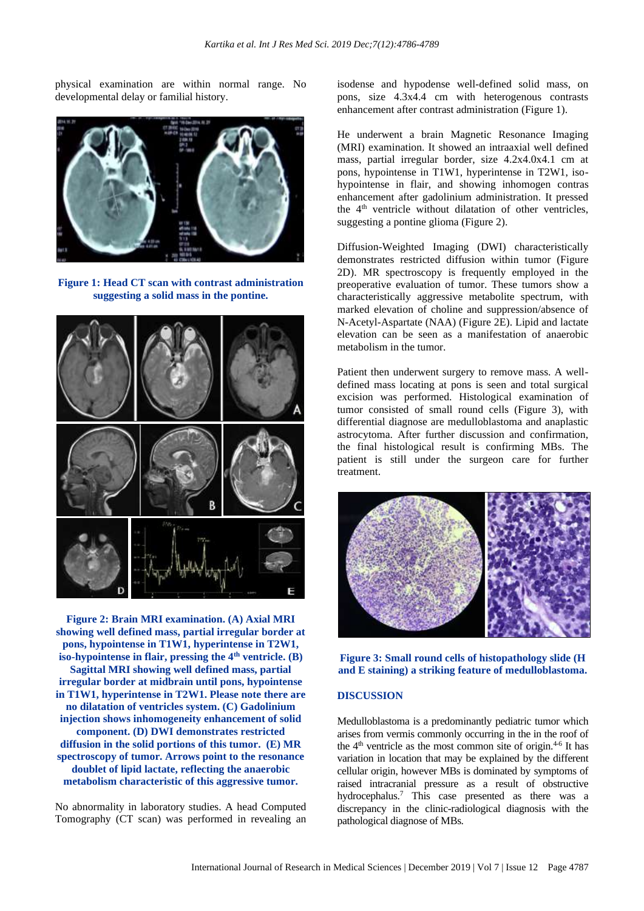physical examination are within normal range. No developmental delay or familial history.

**Figure 1: Head CT scan with contrast administration suggesting a solid mass in the pontine.**

**Figure 2: Brain MRI examination. (A) Axial MRI showing well defined mass, partial irregular border at pons, hypointense in T1W1, hyperintense in T2W1, iso-hypointense in flair, pressing the 4th ventricle. (B) Sagittal MRI showing well defined mass, partial irregular border at midbrain until pons, hypointense in T1W1, hyperintense in T2W1. Please note there are no dilatation of ventricles system. (C) Gadolinium injection shows inhomogeneity enhancement of solid component. (D) DWI demonstrates restricted diffusion in the solid portions of this tumor. (E) MR spectroscopy of tumor. Arrows point to the resonance doublet of lipid lactate, reflecting the anaerobic metabolism characteristic of this aggressive tumor.**

No abnormality in laboratory studies. A head Computed Tomography (CT scan) was performed in revealing an isodense and hypodense well-defined solid mass, on pons, size 4.3x4.4 cm with heterogenous contrasts enhancement after contrast administration (Figure 1).

He underwent a brain Magnetic Resonance Imaging (MRI) examination. It showed an intraaxial well defined mass, partial irregular border, size 4.2x4.0x4.1 cm at pons, hypointense in T1W1, hyperintense in T2W1, iso-hypointense in flair, and showing inhomogen contras enhancement after gadolinium administration. It pressed the 4th ventricle without dilatation of other ventricles, suggesting a pontine glioma (Figure 2).

Diffusion-Weighted Imaging (DWI) characteristically demonstrates restricted diffusion within tumor (Figure 2D). MR spectroscopy is frequently employed in the preoperative evaluation of tumor. These tumors show a characteristically aggressive metabolite spectrum, with marked elevation of choline and suppression/absence of N-Acetyl-Aspartate (NAA) (Figure 2E). Lipid and lactate elevation can be seen as a manifestation of anaerobic metabolism in the tumor.

Patient then underwent surgery to remove mass. A well-defined mass locating at pons is seen and total surgical excision was performed. Histological examination of tumor consisted of small round cells (Figure 3), with differential diagnose are medulloblastoma and anaplastic astrocytoma. After further discussion and confirmation, the final histological result is confirming MBs. The patient is still under the surgeon care for further treatment.

**Figure 3: Small round cells of histopathology slide (H and E staining) a striking feature of medulloblastoma.**

## DISCUSSION

Medulloblastoma is a predominantly pediatric tumor which arises from vermis commonly occurring in the in the roof of the 4th ventricle as the most common site of origin.[4-6] It has variation in location that may be explained by the different cellular origin, however MBs is dominated by symptoms of raised intracranial pressure as a result of obstructive hydrocephalus.[7] This case presented as there was a discrepancy in the clinic-radiological diagnosis with the pathological diagnose of MBs.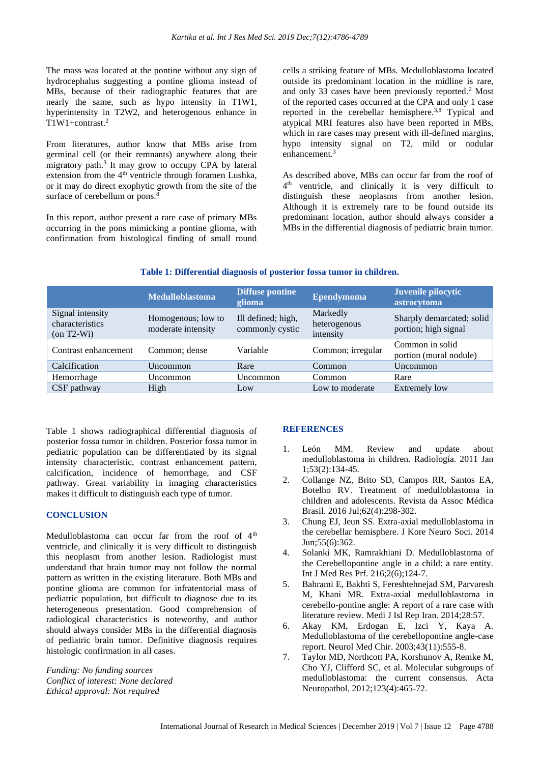The mass was located at the pontine without any sign of hydrocephalus suggesting a pontine glioma instead of MBs, because of their radiographic features that are nearly the same, such as hypo intensity in T1W1, hyperintensity in T2W2, and heterogenous enhance in T1W1+contrast.[2]

From literatures, author know that MBs arise from germinal cell (or their remnants) anywhere along their migratory path.[3] It may grow to occupy CPA by lateral extension from the 4[th] ventricle through foramen Lushka, or it may do direct exophytic growth from the site of the surface of cerebellum or pons.[8]

In this report, author present a rare case of primary MBs occurring in the pons mimicking a pontine glioma, with confirmation from histological finding of small round cells a striking feature of MBs. Medulloblastoma located outside its predominant location in the midline is rare, and only 33 cases have been previously reported.[2] Most of the reported cases occurred at the CPA and only 1 case reported in the cerebellar hemisphere.[3,8] Typical and atypical MRI features also have been reported in MBs, which in rare cases may present with ill-defined margins, hypo intensity signal on T2, mild or nodular enhancement.[3]

As described above, MBs can occur far from the roof of 4[th] ventricle, and clinically it is very difficult to distinguish these neoplasms from another lesion. Although it is extremely rare to be found outside its predominant location, author should always consider a MBs in the differential diagnosis of pediatric brain tumor.

**Table 1: Differential diagnosis of posterior fossa tumor in children.**

| | Medulloblastoma | Diffuse pontine glioma | Ependymoma | Juvenile pilocytic astrocytoma |
|---|---|---|---|---|
| Signal intensity characteristics (on T2-Wi) | Homogenous; low to moderate intensity | Ill defined; high, commonly cystic | Markedly heterogenous intensity | Sharply demarcated; solid portion; high signal |
| Contrast enhancement | Common; dense | Variable | Common; irregular | Common in solid portion (mural nodule) |
| Calcification | Uncommon | Rare | Common | Uncommon |
| Hemorrhage | Uncommon | Uncommon | Common | Rare |
| CSF pathway | High | Low | Low to moderate | Extremely low |

Table 1 shows radiographical differential diagnosis of posterior fossa tumor in children. Posterior fossa tumor in pediatric population can be differentiated by its signal intensity characteristic, contrast enhancement pattern, calcification, incidence of hemorrhage, and CSF pathway. Great variability in imaging characteristics makes it difficult to distinguish each type of tumor.

## CONCLUSION

Medulloblastoma can occur far from the roof of 4[th] ventricle, and clinically it is very difficult to distinguish this neoplasm from another lesion. Radiologist must understand that brain tumor may not follow the normal pattern as written in the existing literature. Both MBs and pontine glioma are common for infratentorial mass of pediatric population, but difficult to diagnose due to its heterogeneous presentation. Good comprehension of radiological characteristics is noteworthy, and author should always consider MBs in the differential diagnosis of pediatric brain tumor. Definitive diagnosis requires histologic confirmation in all cases.

*Funding: No funding sources*
*Conflict of interest: None declared*
*Ethical approval: Not required*

## REFERENCES

1. León MM. Review and update about medulloblastoma in children. Radiología. 2011 Jan 1;53(2):134-45.
2. Collange NZ, Brito SD, Campos RR, Santos EA, Botelho RV. Treatment of medulloblastoma in children and adolescents. Revista da Assoc Médica Brasil. 2016 Jul;62(4):298-302.
3. Chung EJ, Jeun SS. Extra-axial medulloblastoma in the cerebellar hemisphere. J Kore Neuro Soci. 2014 Jun;55(6):362.
4. Solanki MK, Ramrakhiani D. Medulloblastoma of the Cerebellopontine angle in a child: a rare entity. Int J Med Res Prf. 216;2(6);124-7.
5. Bahrami E, Bakhti S, Fereshtehnejad SM, Parvaresh M, Khani MR. Extra-axial medulloblastoma in cerebello-pontine angle: A report of a rare case with literature review. Medi J Isl Rep Iran. 2014;28:57.
6. Akay KM, Erdogan E, Izci Y, Kaya A. Medulloblastoma of the cerebellopontine angle-case report. Neurol Med Chir. 2003;43(11):555-8.
7. Taylor MD, Northcott PA, Korshunov A, Remke M, Cho YJ, Clifford SC, et al. Molecular subgroups of medulloblastoma: the current consensus. Acta Neuropathol. 2012;123(4):465-72.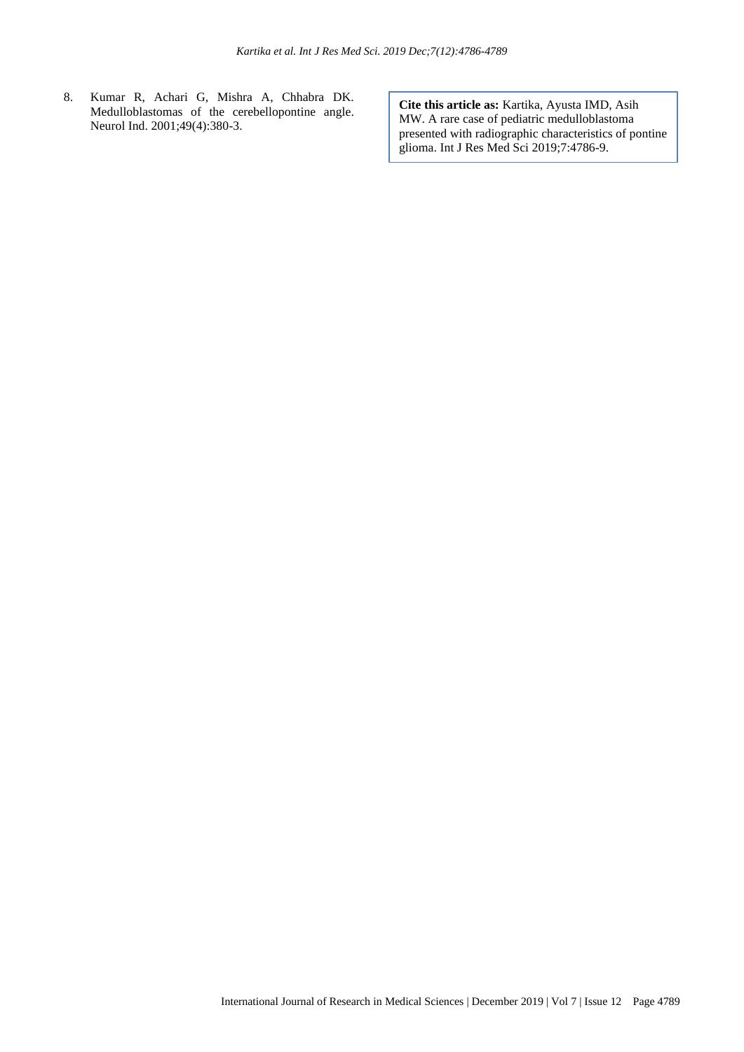8. Kumar R, Achari G, Mishra A, Chhabra DK. Medulloblastomas of the cerebellopontine angle. Neurol Ind. 2001;49(4):380-3.

**Cite this article as:** Kartika, Ayusta IMD, Asih MW. A rare case of pediatric medulloblastoma presented with radiographic characteristics of pontine glioma. Int J Res Med Sci 2019;7:4786-9.